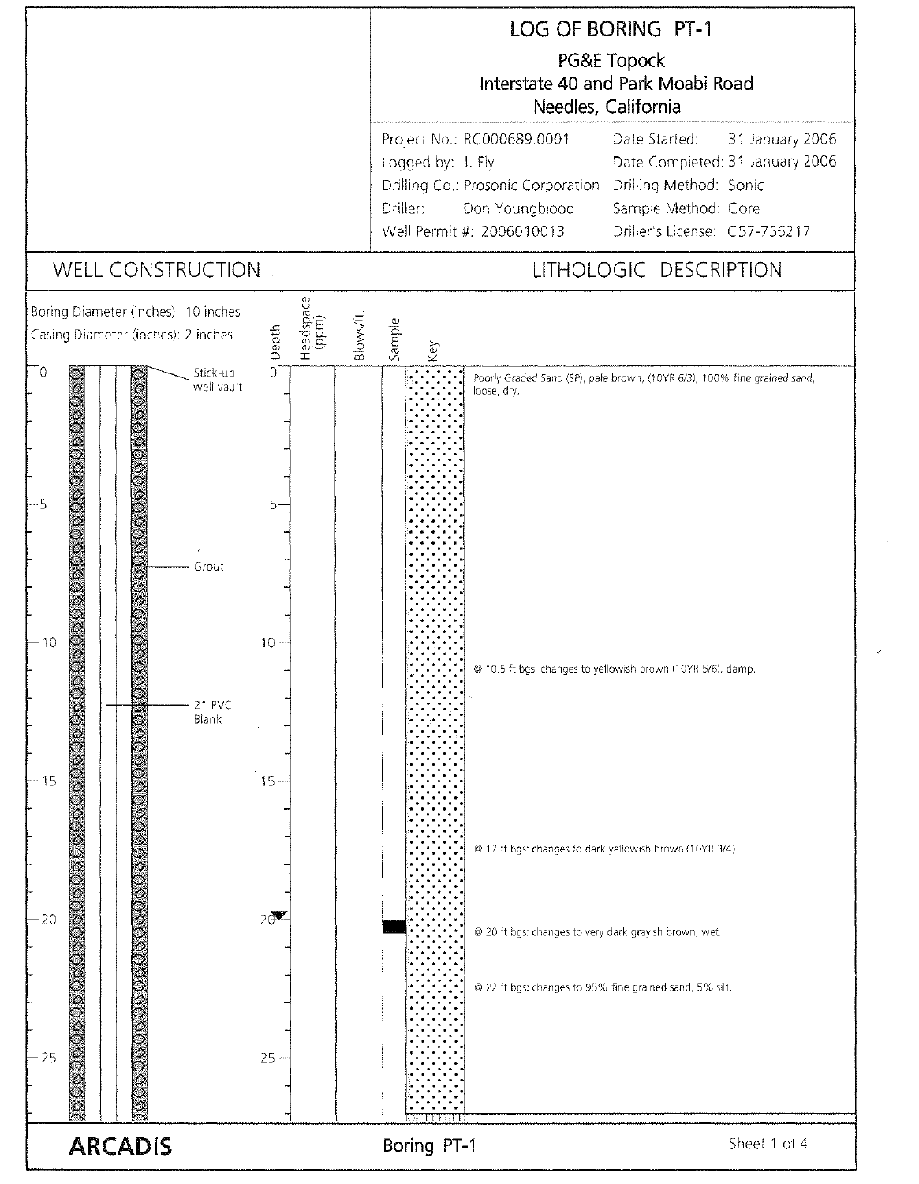# LOG OF BORING PT-1

PG&E Topock
Interstate 40 and Park Moabi Road
Needles, California

| | | | |
|---|---|---|---|
| Project No.: | RC000689.0001 | Date Started: | 31 January 2006 |
| Logged by: | J. Ely | Date Completed: | 31 January 2006 |
| Drilling Co.: | Prosonic Corporation | Drilling Method: | Sonic |
| Driller: | Don Youngblood | Sample Method: | Core |
| Well Permit #: | 2006010013 | Driller's License: | C57-756217 |

## WELL CONSTRUCTION

Boring Diameter (inches): 10 inches
Casing Diameter (inches): 2 inches

- Stick-up well vault (0 ft)
- Grout
- 2" PVC Blank

## LITHOLOGIC DESCRIPTION

| Depth | Headspace (ppm) | Blows/ft. | Sample | Description |
|---|---|---|---|---|
| 0 | | | | *Poorly Graded Sand (SP), pale brown, (10YR 6/3), 100% fine grained sand, loose, dry.* |
| 10.5 | | | | @ 10.5 ft bgs: changes to yellowish brown (10YR 5/6), damp. |
| 17 | | | | @ 17 ft bgs: changes to dark yellowish brown (10YR 3/4). |
| 20 (water level) | | | Sample | @ 20 ft bgs: changes to very dark grayish brown, wet. |
| 22 | | | | @ 22 ft bgs: changes to 95% fine grained sand, 5% silt. |

ARCADIS — Boring PT-1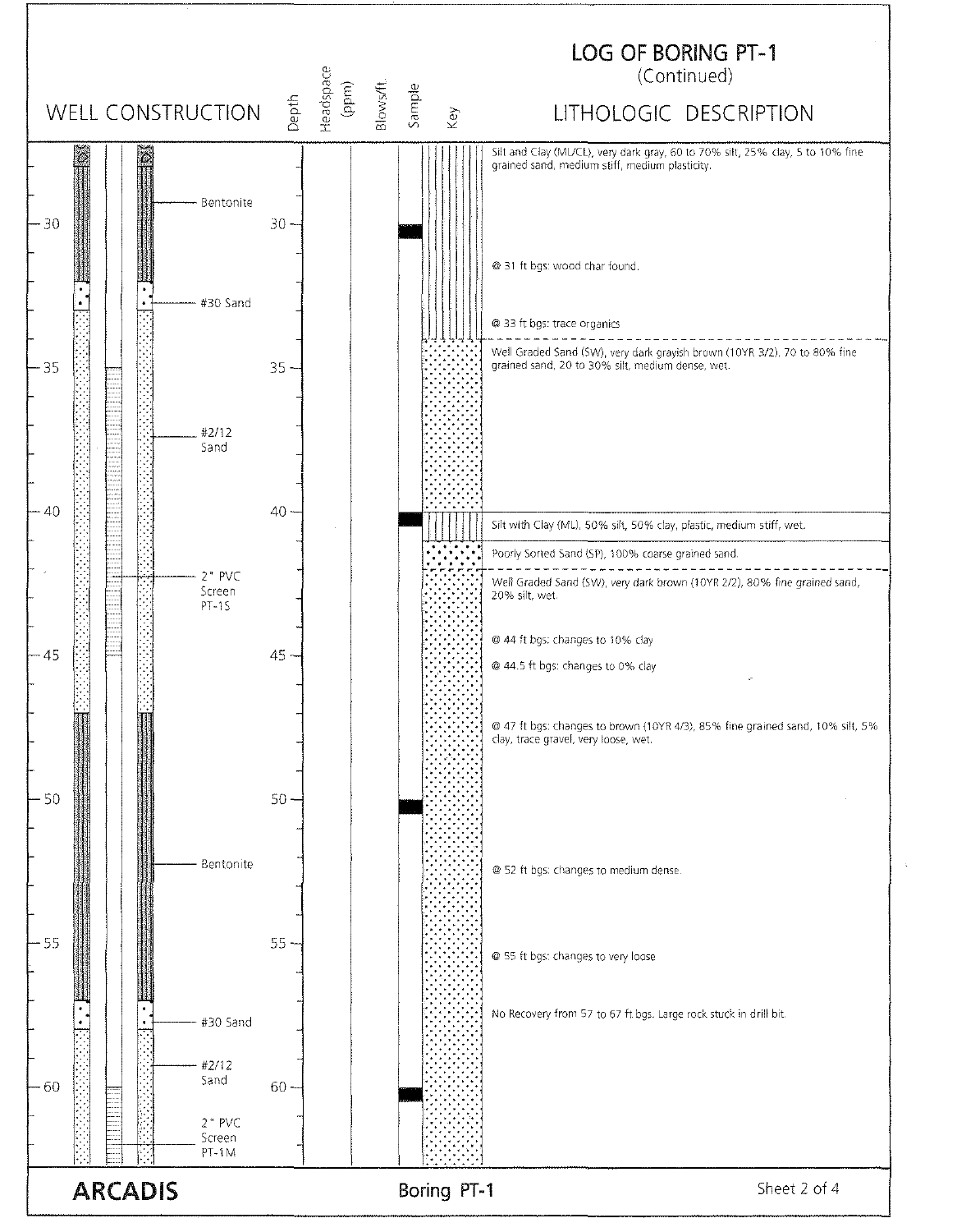# LOG OF BORING PT-1

(Continued)

## Well Construction

| Depth (ft) | Well Construction |
|---|---|
| ~28–32 | Bentonite |
| ~32–33 | #30 Sand |
| ~33–47 | #2/12 Sand |
| ~35–45 | 2" PVC Screen PT-1S |
| ~47–57 | Bentonite |
| ~57–58 | #30 Sand |
| ~58–62+ | #2/12 Sand |
| ~60–62+ | 2" PVC Screen PT-1M |

## Lithologic Description

| Depth (ft) | Lithologic Description |
|---|---|
| ~28 | Silt and Clay (ML/CL), very dark gray, 60 to 70% silt, 25% clay, 5 to 10% fine grained sand, medium stiff, medium plasticity. |
| 31 | @ 31 ft bgs: wood char found. |
| 33 | @ 33 ft bgs: trace organics |
| ~34 | Well Graded Sand (SW), very dark grayish brown (10YR 3/2), 70 to 80% fine grained sand, 20 to 30% silt, medium dense, wet. |
| 40 | Silt with Clay (ML), 50% silt, 50% clay, plastic, medium stiff, wet. |
| ~41 | Poorly Sorted Sand (SP), 100% coarse grained sand. |
| ~42 | Well Graded Sand (SW), very dark brown (10YR 2/2), 80% fine grained sand, 20% silt, wet. |
| 44 | @ 44 ft bgs: changes to 10% clay |
| 44.5 | @ 44.5 ft bgs: changes to 0% clay |
| 47 | @ 47 ft bgs: changes to brown (10YR 4/3), 85% fine grained sand, 10% silt, 5% clay, trace gravel, very loose, wet. |
| 52 | @ 52 ft bgs: changes to medium dense. |
| 55 | @ 55 ft bgs: changes to very loose |
| 57 | No Recovery from 57 to 67 ft bgs. Large rock stuck in drill bit. |

Samples collected at approximately 30, 40, 50, and 60 ft.

**ARCADIS** — Boring PT-1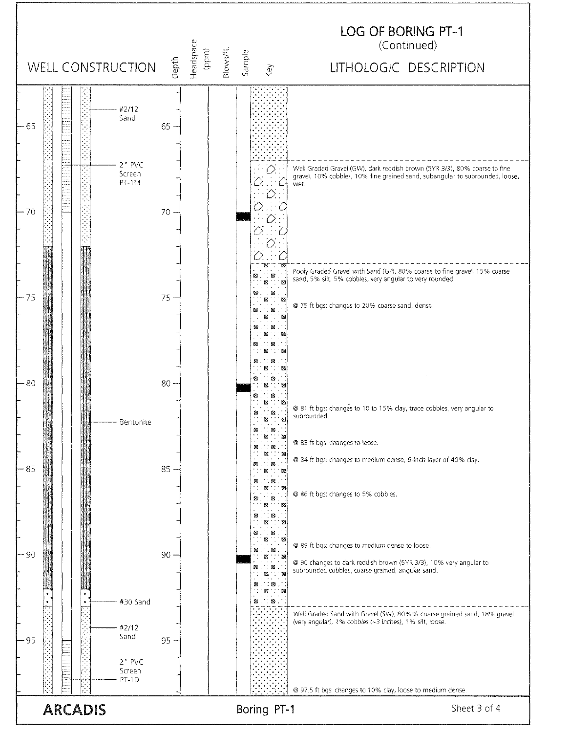# LOG OF BORING PT-1
(Continued)

## WELL CONSTRUCTION / LITHOLOGIC DESCRIPTION

Columns: Depth | Headspace (ppm) | Blows/ft. | Sample | Key | Lithologic Description

**Well Construction:**

- #2/12 Sand
- 2" PVC Screen PT-1M
- Bentonite
- #30 Sand
- #2/12 Sand
- 2" PVC Screen PT-1D

**Lithologic Description:**

Well Graded Gravel (GW), dark reddish brown (5YR 3/3), 80% coarse to fine gravel, 10% cobbles, 10% fine grained sand, subangular to subrounded, loose, wet.

Pooly Graded Gravel with Sand (GP), 80% coarse to fine gravel, 15% coarse sand, 5% silt, 5% cobbles, very angular to very rounded.

@ 75 ft bgs: changes to 20% coarse sand, dense.

@ 81 ft bgs: changes to 10 to 15% clay, trace cobbles, very angular to subrounded.

@ 83 ft bgs: changes to loose.

@ 84 ft bgs: changes to medium dense, 6-inch layer of 40% clay.

@ 86 ft bgs: changes to 5% cobbles.

@ 89 ft bgs: changes to medium dense to loose.

@ 90 changes to dark reddish brown (5YR 3/3), 10% very angular to subrounded cobbles, coarse grained, angular sand.

Well Graded Sand with Gravel (SW), 80%% coarse grained sand, 18% gravel (very angular), 1% cobbles (~3 inches), 1% silt, loose.

@ 97.5 ft bgs: changes to 10% clay, loose to medium dense

ARCADIS — Boring PT-1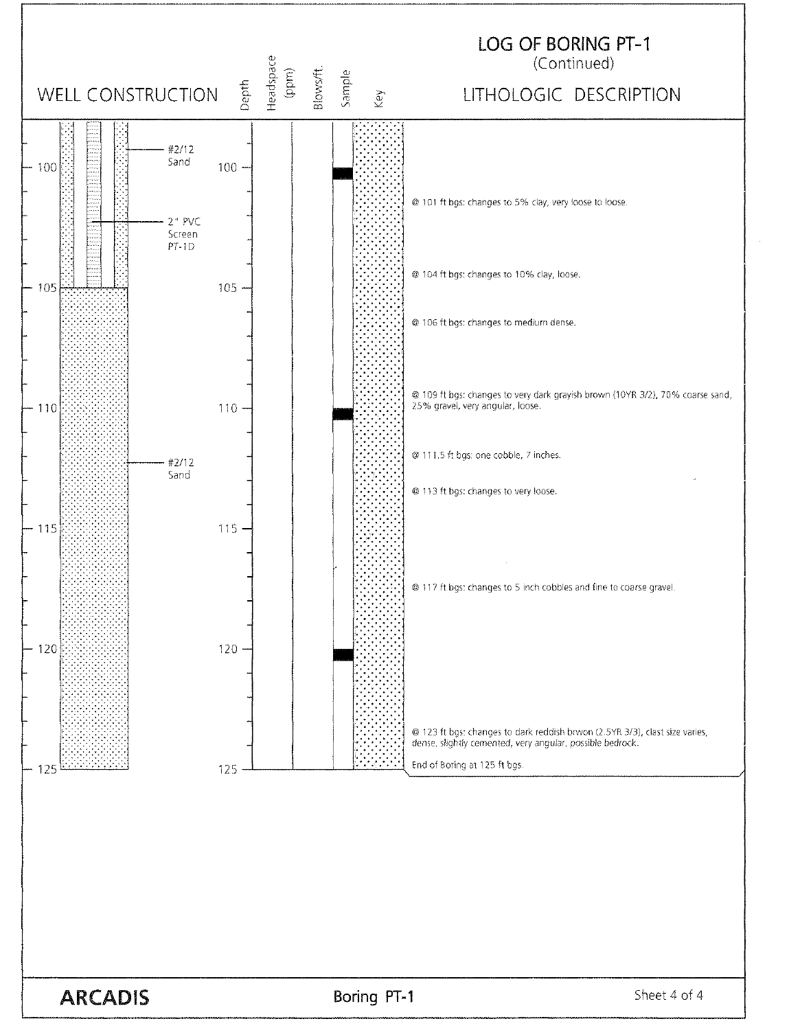# LOG OF BORING PT-1

(Continued)

WELL CONSTRUCTION | Depth | Headspace (ppm) | Blows/ft. | Sample | Key | LITHOLOGIC DESCRIPTION

#2/12 Sand

2" PVC Screen PT-1D

#2/12 Sand

100

105

110

115

120

125

@ 101 ft bgs: changes to 5% clay, very loose to loose.

@ 104 ft bgs: changes to 10% clay, loose.

@ 106 ft bgs: changes to medium dense.

@ 109 ft bgs: changes to very dark grayish brown (10YR 3/2), 70% coarse sand, 25% gravel, very angular, loose.

@ 111.5 ft bgs: one cobble, 7 inches.

@ 113 ft bgs: changes to very loose.

@ 117 ft bgs: changes to 5 inch cobbles and fine to coarse gravel.

@ 123 ft bgs: changes to dark reddish brwon (2.5YR 3/3), clast size varies, dense, slightly cemented, very angular, possible bedrock.

End of Boring at 125 ft bgs.

ARCADIS

Boring PT-1